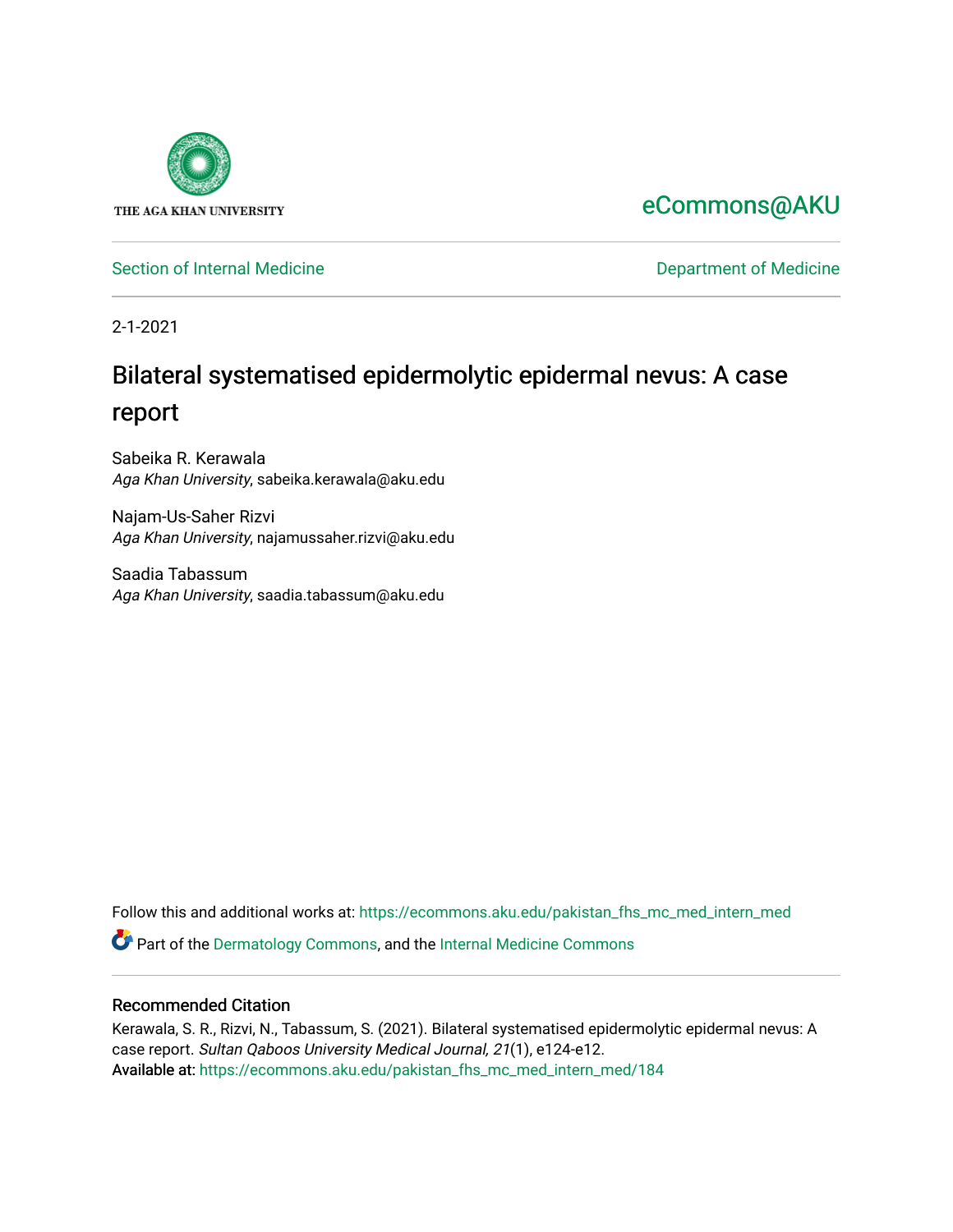THE AGA KHAN UNIVERSITY

eCommons@AKU

Section of Internal Medicine

Department of Medicine

2-1-2021

# Bilateral systematised epidermolytic epidermal nevus: A case report

Sabeika R. Kerawala
*Aga Khan University*, sabeika.kerawala@aku.edu

Najam-Us-Saher Rizvi
*Aga Khan University*, najamussaher.rizvi@aku.edu

Saadia Tabassum
*Aga Khan University*, saadia.tabassum@aku.edu

Follow this and additional works at: https://ecommons.aku.edu/pakistan_fhs_mc_med_intern_med

Part of the Dermatology Commons, and the Internal Medicine Commons

## Recommended Citation

Kerawala, S. R., Rizvi, N., Tabassum, S. (2021). Bilateral systematised epidermolytic epidermal nevus: A case report. *Sultan Qaboos University Medical Journal, 21*(1), e124-e12.
Available at: https://ecommons.aku.edu/pakistan_fhs_mc_med_intern_med/184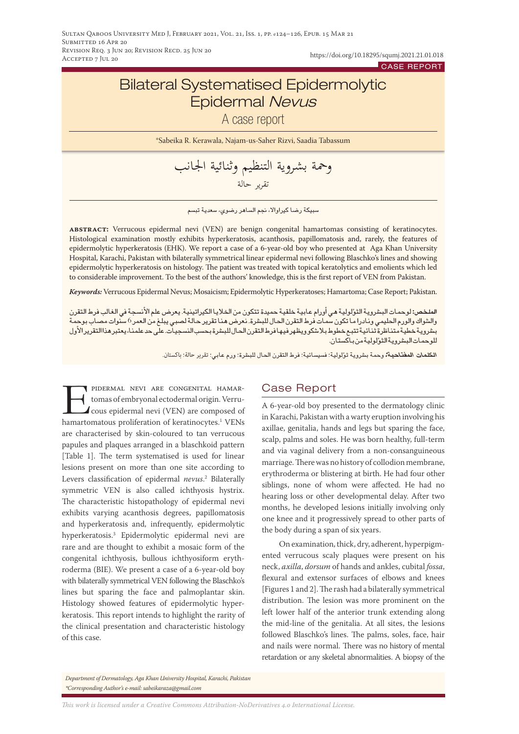CASE REPORT

# Bilateral Systematised Epidermolytic Epidermal *Nevus*

## A case report

*Sabeika R. Kerawala, Najam-us-Saher Rizvi, Saadia Tabassum

# وحمة بشروية التنظيم وثنائية الجانب

## تقرير حالة

سبيكة رضا كيراوالا، نجم الساهر رضوي، سعدية تبسم

**ABSTRACT:** Verrucous epidermal nevi (VEN) are benign congenital hamartomas consisting of keratinocytes. Histological examination mostly exhibits hyperkeratosis, acanthosis, papillomatosis and, rarely, the features of epidermolytic hyperkeratosis (EHK). We report a case of a 6-year-old boy who presented at Aga Khan University Hospital, Karachi, Pakistan with bilaterally symmetrical linear epidermal nevi following Blaschko's lines and showing epidermolytic hyperkeratosis on histology. The patient was treated with topical keratolytics and emolients which led to considerable improvement. To the best of the authors' knowledge, this is the first report of VEN from Pakistan.

***Keywords:*** Verrucous Epidermal Nevus; Mosaicism; Epidermolytic Hyperkeratoses; Hamartoma; Case Report; Pakistan.

**الملخص:** لوحمات البشروية الثؤلولية هي أورام عابية خلقية حميدة تتكون من الخلايا الكيراتينية. يعرض علم الأنسجة في الغالب فرط التقرن والشواك والورم الحليمي ونادرا ما تكون سمات فرط التقرن الحال للبشرة. نعرض هنا تقرير حالة لصبي يبلغ من العمر 6 سنوات مصاب بوحمة بشروية خطية متناظرة ثنائية تتبع خطوط بلاشكو ويظهر فيها فرط التقرن الحال للبشرة بحسب النسجيات. على حد علمنا، يعتبر هذا التقرير الأول للوحمات البشروية الثؤلولية من باكستان.

**الكلمات المفتاحية:** وحمة بشروية ثؤلولية؛ فسيسائية؛ فرط التقرن الحال للبشرة؛ ورم عابي؛ تقرير حالة؛ باكستان.

Epidermal nevi are congenital hamartomas of embryonal ectodermal origin. Verrucous epidermal nevi (VEN) are composed of hamartomatous proliferation of keratinocytes.[1] VENs are characterised by skin-coloured to tan verrucous papules and plaques arranged in a blaschkoid pattern [Table 1]. The term systematised is used for linear lesions present on more than one site according to Levers classification of epidermal *nevus*.[2] Bilaterally symmetric VEN is also called ichthyosis hystrix. The characteristic histopathology of epidermal nevi exhibits varying acanthosis degrees, papillomatosis and hyperkeratosis and, infrequently, epidermolytic hyperkeratosis.[3] Epidermolytic epidermal nevi are rare and are thought to exhibit a mosaic form of the congenital ichthyosis, bullous ichthyosiform erythroderma (BIE). We present a case of a 6-year-old boy with bilaterally symmetrical VEN following the Blaschko's lines but sparing the face and palmoplantar skin. Histology showed features of epidermolytic hyperkeratosis. This report intends to highlight the rarity of the clinical presentation and characteristic histology of this case.

## Case Report

A 6-year-old boy presented to the dermatology clinic in Karachi, Pakistan with a warty eruption involving his axillae, genitalia, hands and legs but sparing the face, scalp, palms and soles. He was born healthy, full-term and via vaginal delivery from a non-consanguineous marriage. There was no history of collodion membrane, erythroderma or blistering at birth. He had four other siblings, none of whom were affected. He had no hearing loss or other developmental delay. After two months, he developed lesions initially involving only one knee and it progressively spread to other parts of the body during a span of six years.

On examination, thick, dry, adherent, hyperpigmented verrucous scaly plaques were present on his neck, *axilla*, *dorsum* of hands and ankles, cubital *fossa*, flexural and extensor surfaces of elbows and knees [Figures 1 and 2]. The rash had a bilaterally symmetrical distribution. The lesion was more prominent on the left lower half of the anterior trunk extending along the mid-line of the genitalia. At all sites, the lesions followed Blaschko's lines. The palms, soles, face, hair and nails were normal. There was no history of mental retardation or any skeletal abnormalities. A biopsy of the

*Department of Dermatology, Aga Khan University Hospital, Karachi, Pakistan*
*\*Corresponding Author's e-mail: sabeikaraza@gmail.com*

*This work is licensed under a Creative Commons Attribution-NoDerivatives 4.0 International License.*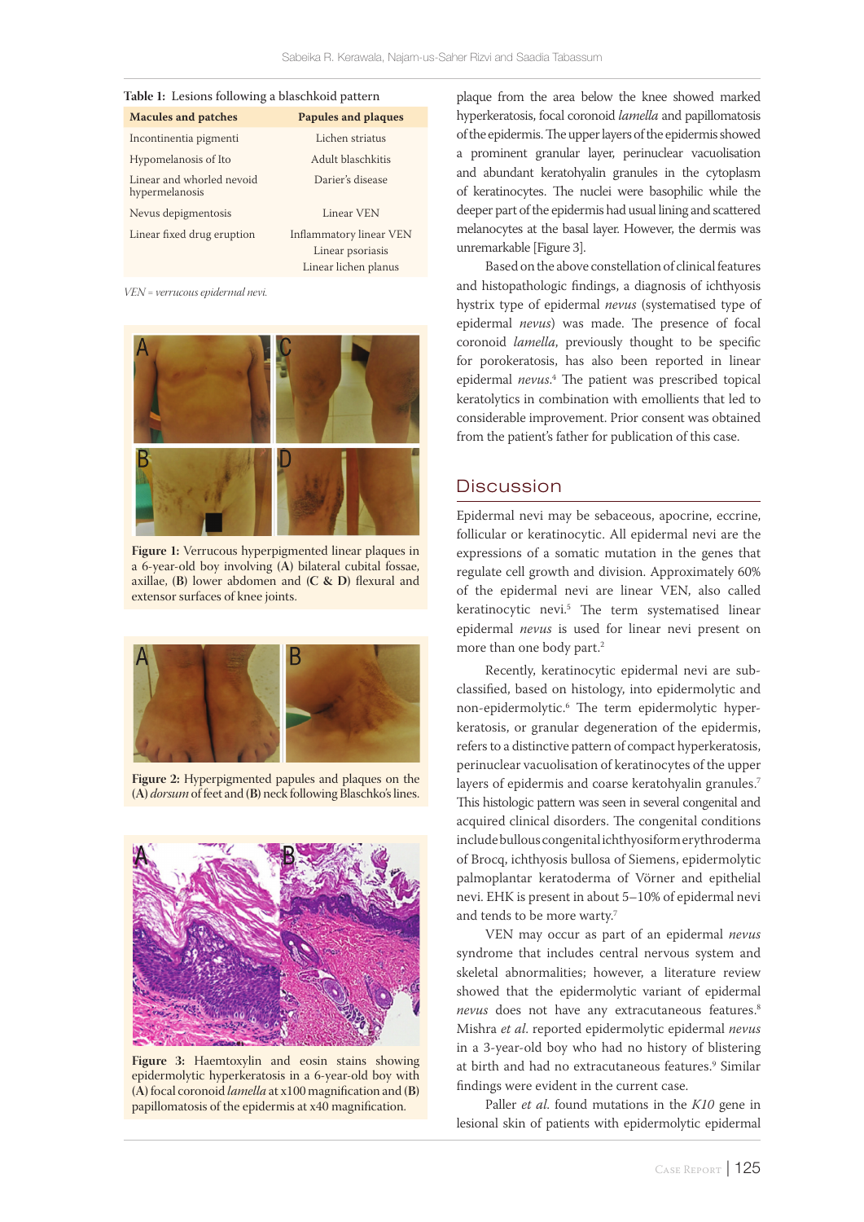Table 1: Lesions following a blaschkoid pattern

| Macules and patches | Papules and plaques |
|---|---|
| Incontinentia pigmenti | Lichen striatus |
| Hypomelanosis of Ito | Adult blaschkitis |
| Linear and whorled nevoid hypermelanosis | Darier's disease |
| Nevus depigmentosis | Linear VEN |
| Linear fixed drug eruption | Inflammatory linear VEN |
| | Linear psoriasis |
| | Linear lichen planus |

*VEN = verrucous epidermal nevi.*

**Figure 1:** Verrucous hyperpigmented linear plaques in a 6-year-old boy involving **(A)** bilateral cubital fossae, axillae, **(B)** lower abdomen and **(C & D)** flexural and extensor surfaces of knee joints.

**Figure 2:** Hyperpigmented papules and plaques on the **(A)** *dorsum* of feet and **(B)** neck following Blaschko's lines.

**Figure 3:** Haemtoxylin and eosin stains showing epidermolytic hyperkeratosis in a 6-year-old boy with **(A)** focal coronoid *lamella* at x100 magnification and **(B)** papillomatosis of the epidermis at x40 magnification.

plaque from the area below the knee showed marked hyperkeratosis, focal coronoid *lamella* and papillomatosis of the epidermis. The upper layers of the epidermis showed a prominent granular layer, perinuclear vacuolisation and abundant keratohyalin granules in the cytoplasm of keratinocytes. The nuclei were basophilic while the deeper part of the epidermis had usual lining and scattered melanocytes at the basal layer. However, the dermis was unremarkable [Figure 3].

Based on the above constellation of clinical features and histopathologic findings, a diagnosis of ichthyosis hystrix type of epidermal *nevus* (systematised type of epidermal *nevus*) was made. The presence of focal coronoid *lamella*, previously thought to be specific for porokeratosis, has also been reported in linear epidermal *nevus*.[4] The patient was prescribed topical keratolytics in combination with emollients that led to considerable improvement. Prior consent was obtained from the patient's father for publication of this case.

## Discussion

Epidermal nevi may be sebaceous, apocrine, eccrine, follicular or keratinocytic. All epidermal nevi are the expressions of a somatic mutation in the genes that regulate cell growth and division. Approximately 60% of the epidermal nevi are linear VEN, also called keratinocytic nevi.[5] The term systematised linear epidermal *nevus* is used for linear nevi present on more than one body part.[2]

Recently, keratinocytic epidermal nevi are sub-classified, based on histology, into epidermolytic and non-epidermolytic.[6] The term epidermolytic hyperkeratosis, or granular degeneration of the epidermis, refers to a distinctive pattern of compact hyperkeratosis, perinuclear vacuolisation of keratinocytes of the upper layers of epidermis and coarse keratohyalin granules.[7] This histologic pattern was seen in several congenital and acquired clinical disorders. The congenital conditions include bullous congenital ichthyosiform erythroderma of Brocq, ichthyosis bullosa of Siemens, epidermolytic palmoplantar keratoderma of Vörner and epithelial nevi. EHK is present in about 5–10% of epidermal nevi and tends to be more warty.[7]

VEN may occur as part of an epidermal *nevus* syndrome that includes central nervous system and skeletal abnormalities; however, a literature review showed that the epidermolytic variant of epidermal *nevus* does not have any extracutaneous features.[8] Mishra *et al.* reported epidermolytic epidermal *nevus* in a 3-year-old boy who had no history of blistering at birth and had no extracutaneous features.[9] Similar findings were evident in the current case.

Paller *et al.* found mutations in the *K10* gene in lesional skin of patients with epidermolytic epidermal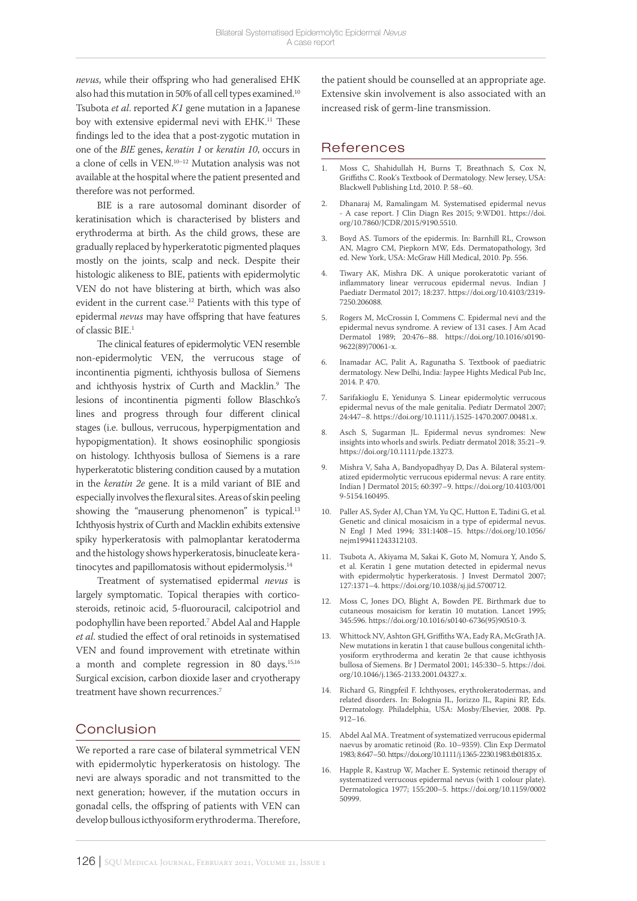*nevus*, while their offspring who had generalised EHK also had this mutation in 50% of all cell types examined.[10] Tsubota *et al*. reported *K1* gene mutation in a Japanese boy with extensive epidermal nevi with EHK.[11] These findings led to the idea that a post-zygotic mutation in one of the *BIE* genes, *keratin 1* or *keratin 10*, occurs in a clone of cells in VEN.[10–12] Mutation analysis was not available at the hospital where the patient presented and therefore was not performed.

BIE is a rare autosomal dominant disorder of keratinisation which is characterised by blisters and erythroderma at birth. As the child grows, these are gradually replaced by hyperkeratotic pigmented plaques mostly on the joints, scalp and neck. Despite their histologic alikeness to BIE, patients with epidermolytic VEN do not have blistering at birth, which was also evident in the current case.[12] Patients with this type of epidermal *nevus* may have offspring that have features of classic BIE.[1]

The clinical features of epidermolytic VEN resemble non-epidermolytic VEN, the verrucous stage of incontinentia pigmenti, ichthyosis bullosa of Siemens and ichthyosis hystrix of Curth and Macklin.[9] The lesions of incontinentia pigmenti follow Blaschko's lines and progress through four different clinical stages (i.e. bullous, verrucous, hyperpigmentation and hypopigmentation). It shows eosinophilic spongiosis on histology. Ichthyosis bullosa of Siemens is a rare hyperkeratotic blistering condition caused by a mutation in the *keratin 2e* gene. It is a mild variant of BIE and especially involves the flexural sites. Areas of skin peeling showing the "mauserung phenomenon" is typical.[13] Ichthyosis hystrix of Curth and Macklin exhibits extensive spiky hyperkeratosis with palmoplantar keratoderma and the histology shows hyperkeratosis, binucleate keratinocytes and papillomatosis without epidermolysis.[14]

Treatment of systematised epidermal *nevus* is largely symptomatic. Topical therapies with corticosteroids, retinoic acid, 5-fluorouracil, calcipotriol and podophyllin have been reported.[7] Abdel Aal and Happle *et al*. studied the effect of oral retinoids in systematised VEN and found improvement with etretinate within a month and complete regression in 80 days.[15,16] Surgical excision, carbon dioxide laser and cryotherapy treatment have shown recurrences.[7]

## Conclusion

We reported a rare case of bilateral symmetrical VEN with epidermolytic hyperkeratosis on histology. The nevi are always sporadic and not transmitted to the next generation; however, if the mutation occurs in gonadal cells, the offspring of patients with VEN can develop bullous icthyosiform erythroderma. Therefore, the patient should be counselled at an appropriate age. Extensive skin involvement is also associated with an increased risk of germ-line transmission.

## References

1. Moss C, Shahidullah H, Burns T, Breathnach S, Cox N, Griffiths C. Rook's Textbook of Dermatology. New Jersey, USA: Blackwell Publishing Ltd, 2010. P. 58–60.
2. Dhanaraj M, Ramalingam M. Systematised epidermal nevus - A case report. J Clin Diagn Res 2015; 9:WD01. https://doi.org/10.7860/JCDR/2015/9190.5510.
3. Boyd AS. Tumors of the epidermis. In: Barnhill RL, Crowson AN, Magro CM, Piepkorn MW, Eds. Dermatopathology, 3rd ed. New York, USA: McGraw Hill Medical, 2010. Pp. 556.
4. Tiwary AK, Mishra DK. A unique porokeratotic variant of inflammatory linear verrucous epidermal nevus. Indian J Paediatr Dermatol 2017; 18:237. https://doi.org/10.4103/2319-7250.206088.
5. Rogers M, McCrossin I, Commens C. Epidermal nevi and the epidermal nevus syndrome. A review of 131 cases. J Am Acad Dermatol 1989; 20:476–88. https://doi.org/10.1016/s0190-9622(89)70061-x.
6. Inamadar AC, Palit A, Ragunatha S. Textbook of paediatric dermatology. New Delhi, India: Jaypee Hights Medical Pub Inc, 2014. P. 470.
7. Sarifakioglu E, Yenidunya S. Linear epidermolytic verrucous epidermal nevus of the male genitalia. Pediatr Dermatol 2007; 24:447–8. https://doi.org/10.1111/j.1525-1470.2007.00481.x.
8. Asch S, Sugarman JL. Epidermal nevus syndromes: New insights into whorls and swirls. Pediatr dermatol 2018; 35:21–9. https://doi.org/10.1111/pde.13273.
9. Mishra V, Saha A, Bandyopadhyay D, Das A. Bilateral systematized epidermolytic verrucous epidermal nevus: A rare entity. Indian J Dermatol 2015; 60:397–9. https://doi.org/10.4103/0019-5154.160495.
10. Paller AS, Syder AJ, Chan YM, Yu QC, Hutton E, Tadini G, et al. Genetic and clinical mosaicism in a type of epidermal nevus. N Engl J Med 1994; 331:1408–15. https://doi.org/10.1056/nejm199411243312103.
11. Tsubota A, Akiyama M, Sakai K, Goto M, Nomura Y, Ando S, et al. Keratin 1 gene mutation detected in epidermal nevus with epidermolytic hyperkeratosis. J Invest Dermatol 2007; 127:1371–4. https://doi.org/10.1038/sj.jid.5700712.
12. Moss C, Jones DO, Blight A, Bowden PE. Birthmark due to cutaneous mosaicism for keratin 10 mutation. Lancet 1995; 345:596. https://doi.org/10.1016/s0140-6736(95)90510-3.
13. Whittock NV, Ashton GH, Griffiths WA, Eady RA, McGrath JA. New mutations in keratin 1 that cause bullous congenital ichthyosiform erythroderma and keratin 2e that cause ichthyosis bullosa of Siemens. Br J Dermatol 2001; 145:330–5. https://doi.org/10.1046/j.1365-2133.2001.04327.x.
14. Richard G, Ringpfeil F. Ichthyoses, erythrokeratodermas, and related disorders. In: Bolognia JL, Jorizzo JL, Rapini RP, Eds. Dermatology. Philadelphia, USA: Mosby/Elsevier, 2008. Pp. 912–16.
15. Abdel Aal MA. Treatment of systematized verrucous epidermal naevus by aromatic retinoid (Ro. 10–9359). Clin Exp Dermatol 1983; 8:647–50. https://doi.org/10.1111/j.1365-2230.1983.tb01835.x.
16. Happle R, Kastrup W, Macher E. Systemic retinoid therapy of systematized verrucous epidermal nevus (with 1 colour plate). Dermatologica 1977; 155:200–5. https://doi.org/10.1159/000250999.